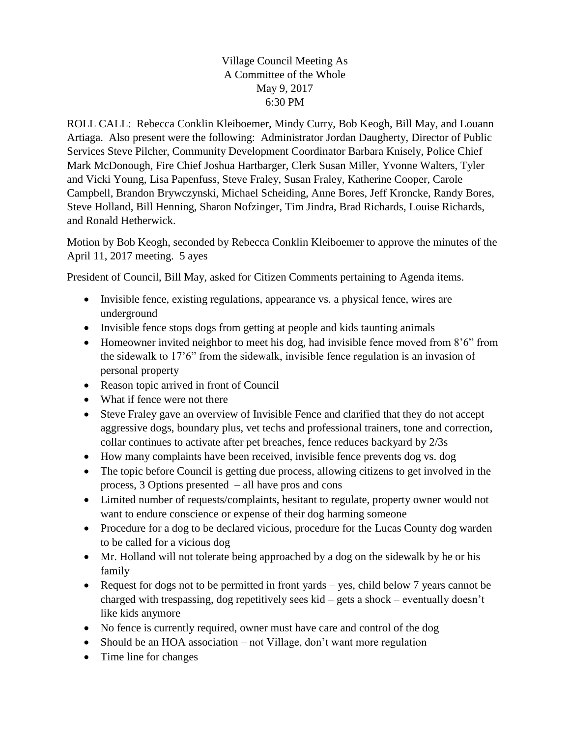Village Council Meeting As
A Committee of the Whole
May 9, 2017
6:30 PM

ROLL CALL: Rebecca Conklin Kleiboemer, Mindy Curry, Bob Keogh, Bill May, and Louann Artiaga. Also present were the following: Administrator Jordan Daugherty, Director of Public Services Steve Pilcher, Community Development Coordinator Barbara Knisely, Police Chief Mark McDonough, Fire Chief Joshua Hartbarger, Clerk Susan Miller, Yvonne Walters, Tyler and Vicki Young, Lisa Papenfuss, Steve Fraley, Susan Fraley, Katherine Cooper, Carole Campbell, Brandon Brywczynski, Michael Scheiding, Anne Bores, Jeff Kroncke, Randy Bores, Steve Holland, Bill Henning, Sharon Nofzinger, Tim Jindra, Brad Richards, Louise Richards, and Ronald Hetherwick.

Motion by Bob Keogh, seconded by Rebecca Conklin Kleiboemer to approve the minutes of the April 11, 2017 meeting. 5 ayes

President of Council, Bill May, asked for Citizen Comments pertaining to Agenda items.

- Invisible fence, existing regulations, appearance vs. a physical fence, wires are underground
- Invisible fence stops dogs from getting at people and kids taunting animals
- Homeowner invited neighbor to meet his dog, had invisible fence moved from 8'6" from the sidewalk to 17'6" from the sidewalk, invisible fence regulation is an invasion of personal property
- Reason topic arrived in front of Council
- What if fence were not there
- Steve Fraley gave an overview of Invisible Fence and clarified that they do not accept aggressive dogs, boundary plus, vet techs and professional trainers, tone and correction, collar continues to activate after pet breaches, fence reduces backyard by 2/3s
- How many complaints have been received, invisible fence prevents dog vs. dog
- The topic before Council is getting due process, allowing citizens to get involved in the process, 3 Options presented – all have pros and cons
- Limited number of requests/complaints, hesitant to regulate, property owner would not want to endure conscience or expense of their dog harming someone
- Procedure for a dog to be declared vicious, procedure for the Lucas County dog warden to be called for a vicious dog
- Mr. Holland will not tolerate being approached by a dog on the sidewalk by he or his family
- Request for dogs not to be permitted in front yards – yes, child below 7 years cannot be charged with trespassing, dog repetitively sees kid – gets a shock – eventually doesn't like kids anymore
- No fence is currently required, owner must have care and control of the dog
- Should be an HOA association – not Village, don't want more regulation
- Time line for changes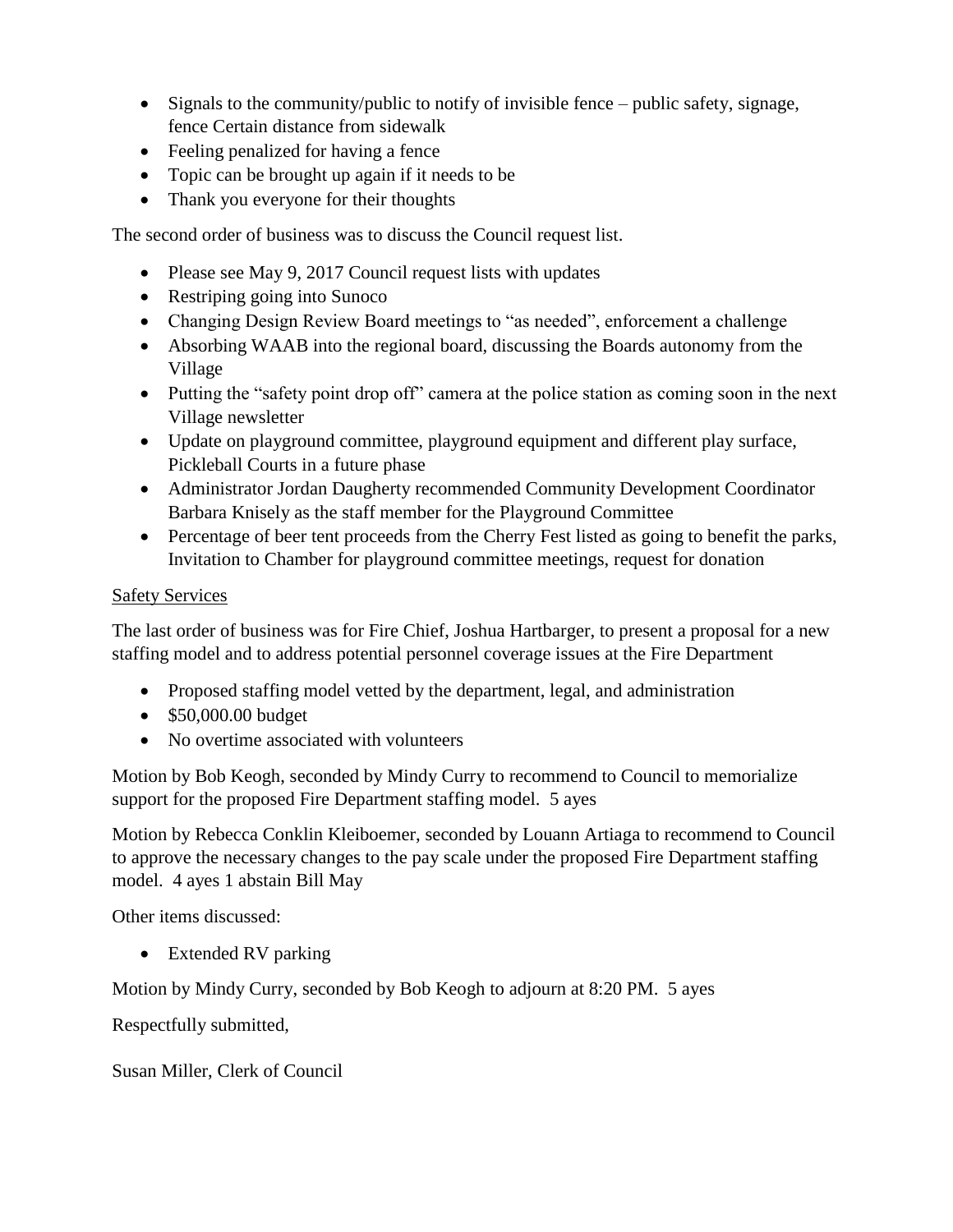- Signals to the community/public to notify of invisible fence – public safety, signage, fence Certain distance from sidewalk
- Feeling penalized for having a fence
- Topic can be brought up again if it needs to be
- Thank you everyone for their thoughts

The second order of business was to discuss the Council request list.

- Please see May 9, 2017 Council request lists with updates
- Restriping going into Sunoco
- Changing Design Review Board meetings to "as needed", enforcement a challenge
- Absorbing WAAB into the regional board, discussing the Boards autonomy from the Village
- Putting the "safety point drop off" camera at the police station as coming soon in the next Village newsletter
- Update on playground committee, playground equipment and different play surface, Pickleball Courts in a future phase
- Administrator Jordan Daugherty recommended Community Development Coordinator Barbara Knisely as the staff member for the Playground Committee
- Percentage of beer tent proceeds from the Cherry Fest listed as going to benefit the parks, Invitation to Chamber for playground committee meetings, request for donation

<u>Safety Services</u>

The last order of business was for Fire Chief, Joshua Hartbarger, to present a proposal for a new staffing model and to address potential personnel coverage issues at the Fire Department

- Proposed staffing model vetted by the department, legal, and administration
- $50,000.00 budget
- No overtime associated with volunteers

Motion by Bob Keogh, seconded by Mindy Curry to recommend to Council to memorialize support for the proposed Fire Department staffing model. 5 ayes

Motion by Rebecca Conklin Kleiboemer, seconded by Louann Artiaga to recommend to Council to approve the necessary changes to the pay scale under the proposed Fire Department staffing model. 4 ayes 1 abstain Bill May

Other items discussed:

- Extended RV parking

Motion by Mindy Curry, seconded by Bob Keogh to adjourn at 8:20 PM. 5 ayes

Respectfully submitted,

Susan Miller, Clerk of Council